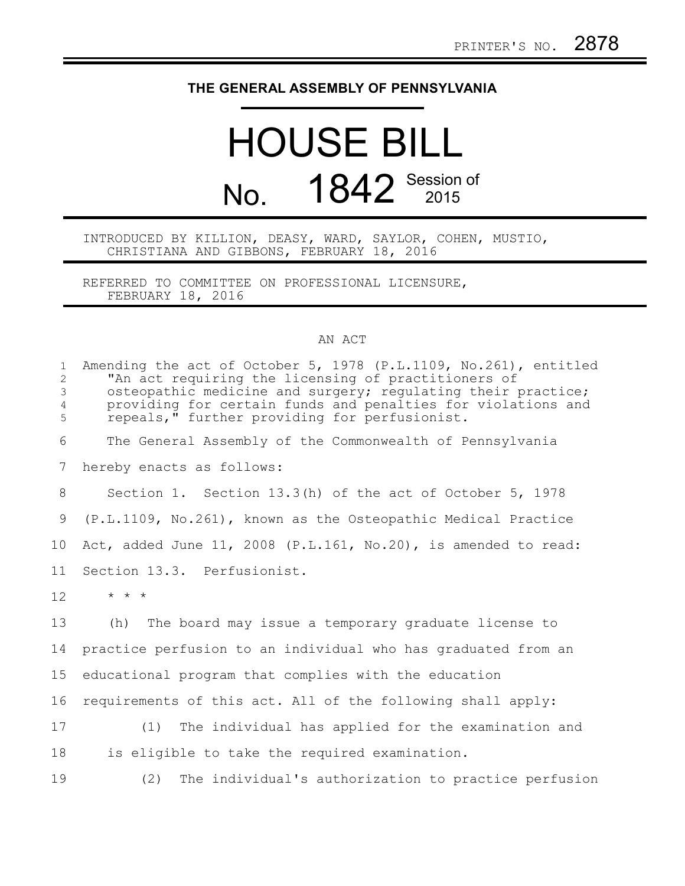PRINTER'S NO. 2878

# THE GENERAL ASSEMBLY OF PENNSYLVANIA

# HOUSE BILL

## No. 1842 Session of 2015

INTRODUCED BY KILLION, DEASY, WARD, SAYLOR, COHEN, MUSTIO, CHRISTIANA AND GIBBONS, FEBRUARY 18, 2016

REFERRED TO COMMITTEE ON PROFESSIONAL LICENSURE, FEBRUARY 18, 2016

AN ACT

Amending the act of October 5, 1978 (P.L.1109, No.261), entitled "An act requiring the licensing of practitioners of osteopathic medicine and surgery; regulating their practice; providing for certain funds and penalties for violations and repeals," further providing for perfusionist.

The General Assembly of the Commonwealth of Pennsylvania hereby enacts as follows:

Section 1. Section 13.3(h) of the act of October 5, 1978 (P.L.1109, No.261), known as the Osteopathic Medical Practice Act, added June 11, 2008 (P.L.161, No.20), is amended to read:

Section 13.3. Perfusionist.

\* \* \*

(h) The board may issue a temporary graduate license to practice perfusion to an individual who has graduated from an educational program that complies with the education requirements of this act. All of the following shall apply:

(1) The individual has applied for the examination and is eligible to take the required examination.

(2) The individual's authorization to practice perfusion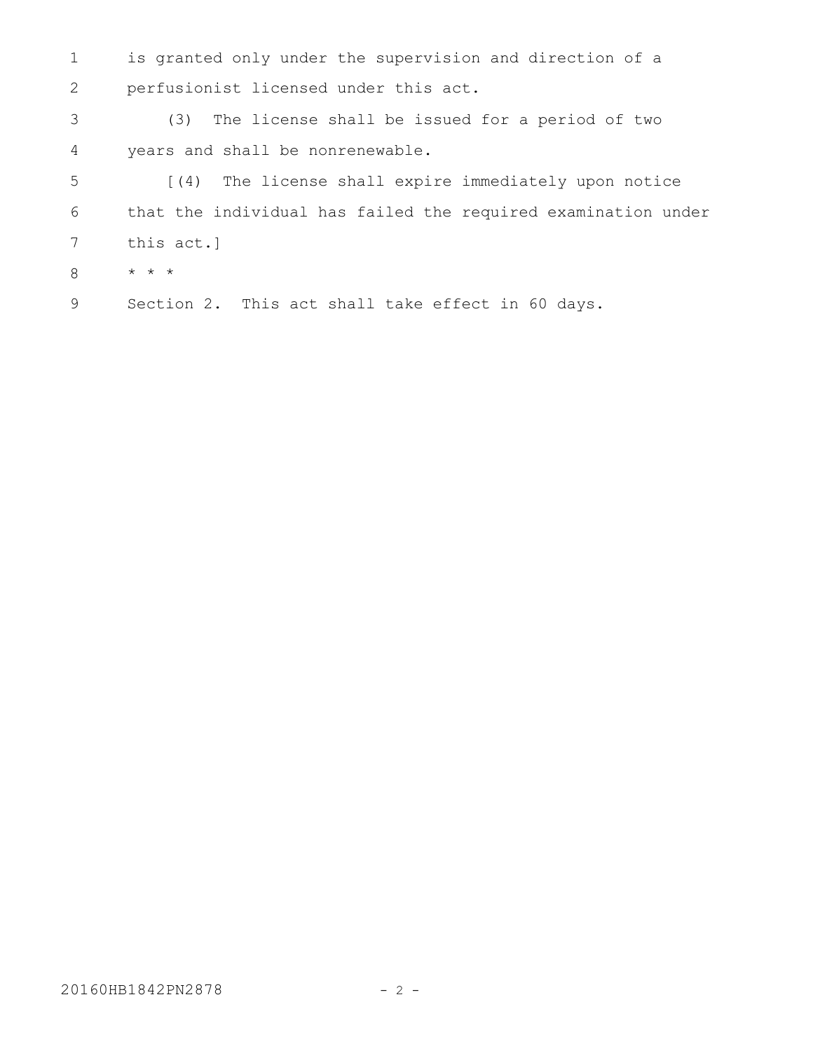is granted only under the supervision and direction of a perfusionist licensed under this act.

(3) The license shall be issued for a period of two years and shall be nonrenewable.

[(4) The license shall expire immediately upon notice that the individual has failed the required examination under this act.]

* * *

Section 2. This act shall take effect in 60 days.